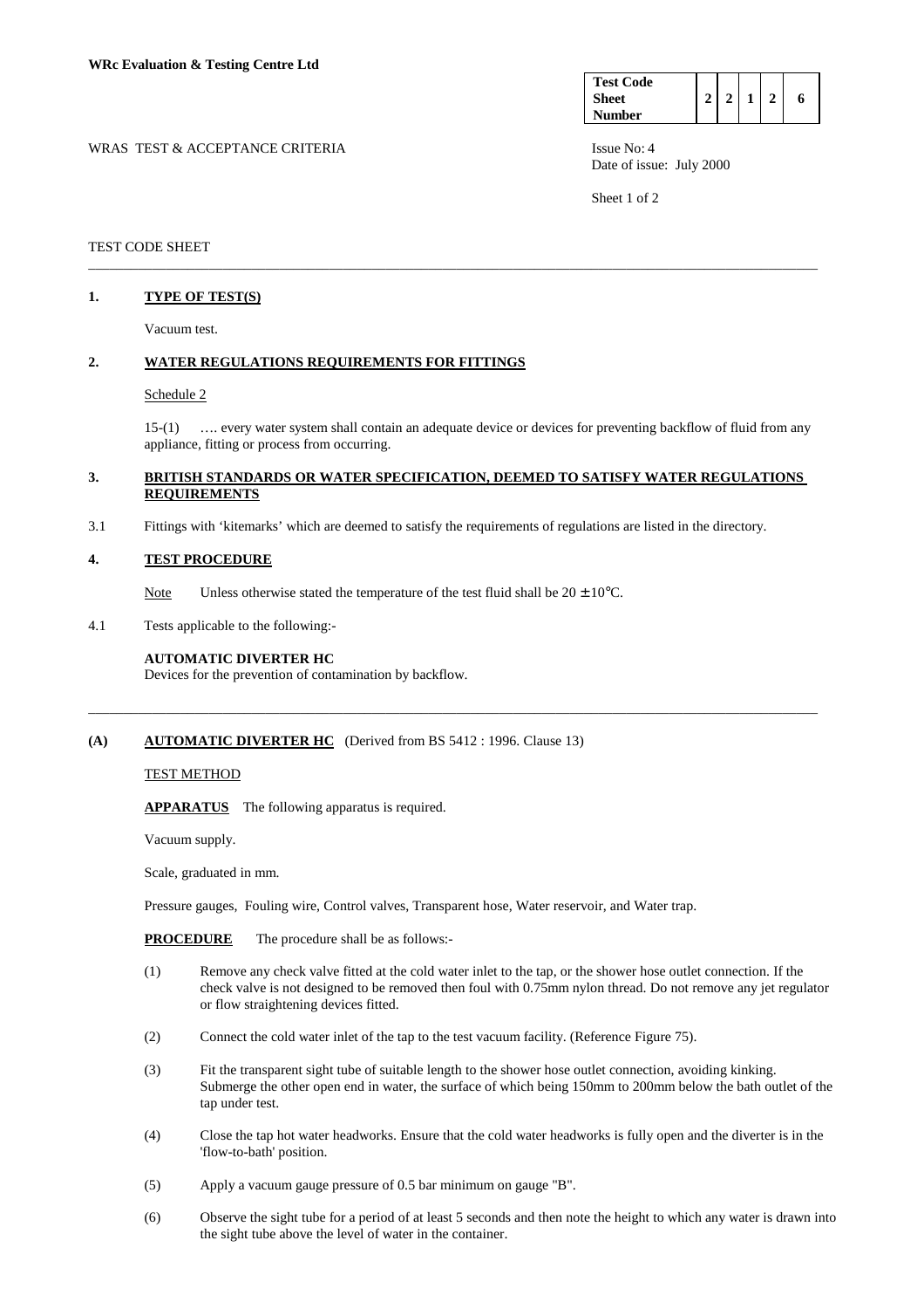**WRc Evaluation & Testing Centre Ltd**

| Test Code Sheet Number | 2 | 2 | 1 | 2 | 6 |
|---|---|---|---|---|---|

WRAS TEST & ACCEPTANCE CRITERIA

Issue No: 4
Date of issue: July 2000

TEST CODE SHEET

---

## 1. TYPE OF TEST(S)

Vacuum test.

## 2. WATER REGULATIONS REQUIREMENTS FOR FITTINGS

Schedule 2

15-(1) …. every water system shall contain an adequate device or devices for preventing backflow of fluid from any appliance, fitting or process from occurring.

## 3. BRITISH STANDARDS OR WATER SPECIFICATION, DEEMED TO SATISFY WATER REGULATIONS REQUIREMENTS

3.1 Fittings with 'kitemarks' which are deemed to satisfy the requirements of regulations are listed in the directory.

## 4. TEST PROCEDURE

Note Unless otherwise stated the temperature of the test fluid shall be 20 ± 10°C.

4.1 Tests applicable to the following:-

**AUTOMATIC DIVERTER HC**
Devices for the prevention of contamination by backflow.

---

## (A) AUTOMATIC DIVERTER HC (Derived from BS 5412 : 1996. Clause 13)

TEST METHOD

**APPARATUS** The following apparatus is required.

Vacuum supply.

Scale, graduated in mm.

Pressure gauges, Fouling wire, Control valves, Transparent hose, Water reservoir, and Water trap.

**PROCEDURE** The procedure shall be as follows:-

(1) Remove any check valve fitted at the cold water inlet to the tap, or the shower hose outlet connection. If the check valve is not designed to be removed then foul with 0.75mm nylon thread. Do not remove any jet regulator or flow straightening devices fitted.

(2) Connect the cold water inlet of the tap to the test vacuum facility. (Reference Figure 75).

(3) Fit the transparent sight tube of suitable length to the shower hose outlet connection, avoiding kinking. Submerge the other open end in water, the surface of which being 150mm to 200mm below the bath outlet of the tap under test.

(4) Close the tap hot water headworks. Ensure that the cold water headworks is fully open and the diverter is in the 'flow-to-bath' position.

(5) Apply a vacuum gauge pressure of 0.5 bar minimum on gauge "B".

(6) Observe the sight tube for a period of at least 5 seconds and then note the height to which any water is drawn into the sight tube above the level of water in the container.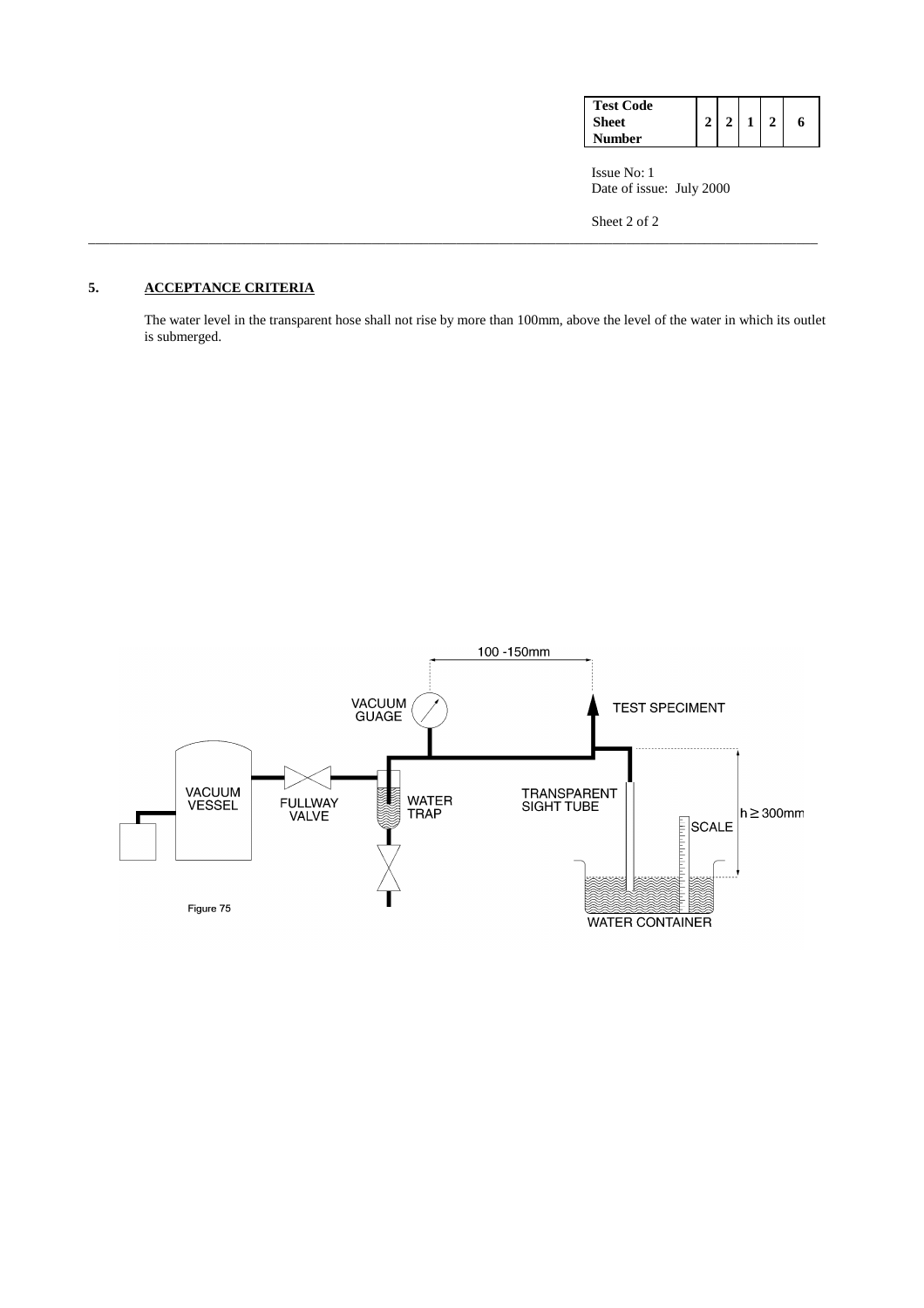## 5. ACCEPTANCE CRITERIA

The water level in the transparent hose shall not rise by more than 100mm, above the level of the water in which its outlet is submerged.

100 -150mm

VACUUM GUAGE

TEST SPECIMENT

VACUUM VESSEL

FULLWAY VALVE

WATER TRAP

TRANSPARENT SIGHT TUBE

SCALE

$h \geq 300mm$

WATER CONTAINER

Figure 75